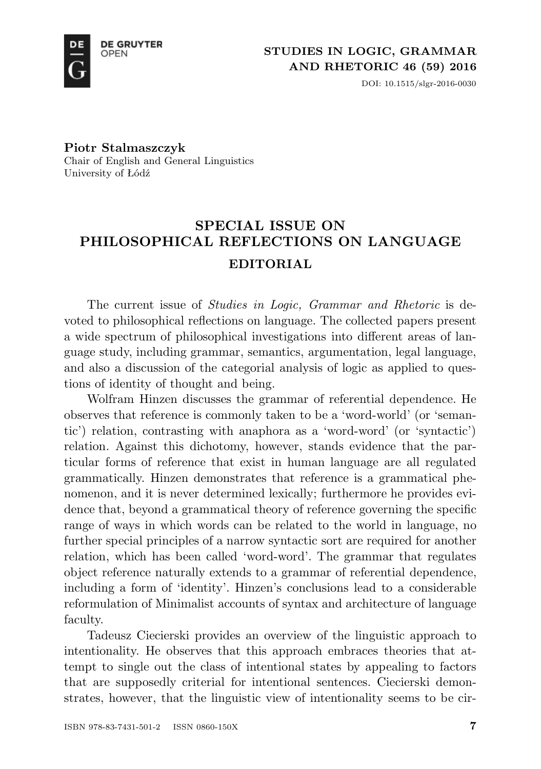**Piotr Stalmaszczyk**
Chair of English and General Linguistics
University of Łódź

# SPECIAL ISSUE ON PHILOSOPHICAL REFLECTIONS ON LANGUAGE

## EDITORIAL

The current issue of *Studies in Logic, Grammar and Rhetoric* is devoted to philosophical reflections on language. The collected papers present a wide spectrum of philosophical investigations into different areas of language study, including grammar, semantics, argumentation, legal language, and also a discussion of the categorial analysis of logic as applied to questions of identity of thought and being.

Wolfram Hinzen discusses the grammar of referential dependence. He observes that reference is commonly taken to be a 'word-world' (or 'semantic') relation, contrasting with anaphora as a 'word-word' (or 'syntactic') relation. Against this dichotomy, however, stands evidence that the particular forms of reference that exist in human language are all regulated grammatically. Hinzen demonstrates that reference is a grammatical phenomenon, and it is never determined lexically; furthermore he provides evidence that, beyond a grammatical theory of reference governing the specific range of ways in which words can be related to the world in language, no further special principles of a narrow syntactic sort are required for another relation, which has been called 'word-word'. The grammar that regulates object reference naturally extends to a grammar of referential dependence, including a form of 'identity'. Hinzen's conclusions lead to a considerable reformulation of Minimalist accounts of syntax and architecture of language faculty.

Tadeusz Ciecierski provides an overview of the linguistic approach to intentionality. He observes that this approach embraces theories that attempt to single out the class of intentional states by appealing to factors that are supposedly criterial for intentional sentences. Ciecierski demonstrates, however, that the linguistic view of intentionality seems to be cir-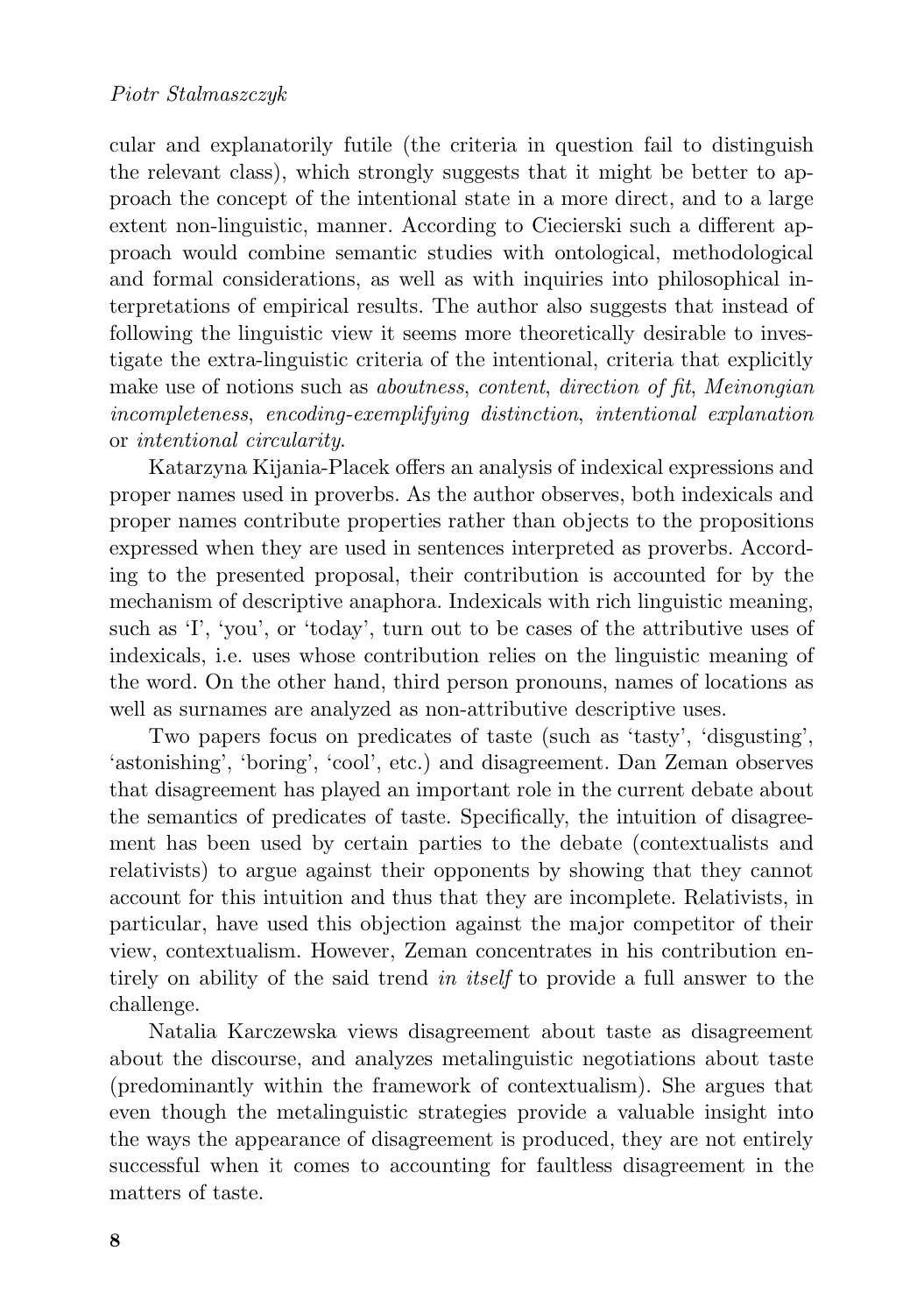cular and explanatorily futile (the criteria in question fail to distinguish the relevant class), which strongly suggests that it might be better to approach the concept of the intentional state in a more direct, and to a large extent non-linguistic, manner. According to Ciecierski such a different approach would combine semantic studies with ontological, methodological and formal considerations, as well as with inquiries into philosophical interpretations of empirical results. The author also suggests that instead of following the linguistic view it seems more theoretically desirable to investigate the extra-linguistic criteria of the intentional, criteria that explicitly make use of notions such as *aboutness*, *content*, *direction of fit*, *Meinongian incompleteness*, *encoding-exemplifying distinction*, *intentional explanation* or *intentional circularity*.

Katarzyna Kijania-Placek offers an analysis of indexical expressions and proper names used in proverbs. As the author observes, both indexicals and proper names contribute properties rather than objects to the propositions expressed when they are used in sentences interpreted as proverbs. According to the presented proposal, their contribution is accounted for by the mechanism of descriptive anaphora. Indexicals with rich linguistic meaning, such as 'I', 'you', or 'today', turn out to be cases of the attributive uses of indexicals, i.e. uses whose contribution relies on the linguistic meaning of the word. On the other hand, third person pronouns, names of locations as well as surnames are analyzed as non-attributive descriptive uses.

Two papers focus on predicates of taste (such as 'tasty', 'disgusting', 'astonishing', 'boring', 'cool', etc.) and disagreement. Dan Zeman observes that disagreement has played an important role in the current debate about the semantics of predicates of taste. Specifically, the intuition of disagreement has been used by certain parties to the debate (contextualists and relativists) to argue against their opponents by showing that they cannot account for this intuition and thus that they are incomplete. Relativists, in particular, have used this objection against the major competitor of their view, contextualism. However, Zeman concentrates in his contribution entirely on ability of the said trend *in itself* to provide a full answer to the challenge.

Natalia Karczewska views disagreement about taste as disagreement about the discourse, and analyzes metalinguistic negotiations about taste (predominantly within the framework of contextualism). She argues that even though the metalinguistic strategies provide a valuable insight into the ways the appearance of disagreement is produced, they are not entirely successful when it comes to accounting for faultless disagreement in the matters of taste.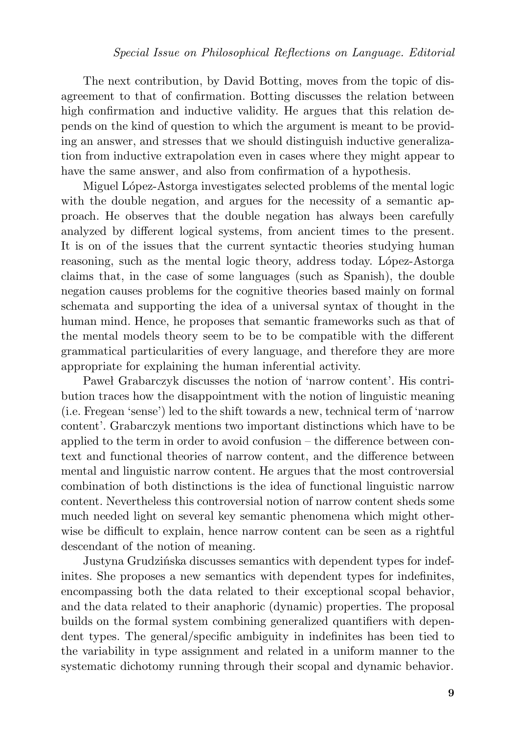The next contribution, by David Botting, moves from the topic of disagreement to that of confirmation. Botting discusses the relation between high confirmation and inductive validity. He argues that this relation depends on the kind of question to which the argument is meant to be providing an answer, and stresses that we should distinguish inductive generalization from inductive extrapolation even in cases where they might appear to have the same answer, and also from confirmation of a hypothesis.

Miguel López-Astorga investigates selected problems of the mental logic with the double negation, and argues for the necessity of a semantic approach. He observes that the double negation has always been carefully analyzed by different logical systems, from ancient times to the present. It is on of the issues that the current syntactic theories studying human reasoning, such as the mental logic theory, address today. López-Astorga claims that, in the case of some languages (such as Spanish), the double negation causes problems for the cognitive theories based mainly on formal schemata and supporting the idea of a universal syntax of thought in the human mind. Hence, he proposes that semantic frameworks such as that of the mental models theory seem to be to be compatible with the different grammatical particularities of every language, and therefore they are more appropriate for explaining the human inferential activity.

Paweł Grabarczyk discusses the notion of 'narrow content'. His contribution traces how the disappointment with the notion of linguistic meaning (i.e. Fregean 'sense') led to the shift towards a new, technical term of 'narrow content'. Grabarczyk mentions two important distinctions which have to be applied to the term in order to avoid confusion – the difference between context and functional theories of narrow content, and the difference between mental and linguistic narrow content. He argues that the most controversial combination of both distinctions is the idea of functional linguistic narrow content. Nevertheless this controversial notion of narrow content sheds some much needed light on several key semantic phenomena which might otherwise be difficult to explain, hence narrow content can be seen as a rightful descendant of the notion of meaning.

Justyna Grudzińska discusses semantics with dependent types for indefinites. She proposes a new semantics with dependent types for indefinites, encompassing both the data related to their exceptional scopal behavior, and the data related to their anaphoric (dynamic) properties. The proposal builds on the formal system combining generalized quantifiers with dependent types. The general/specific ambiguity in indefinites has been tied to the variability in type assignment and related in a uniform manner to the systematic dichotomy running through their scopal and dynamic behavior.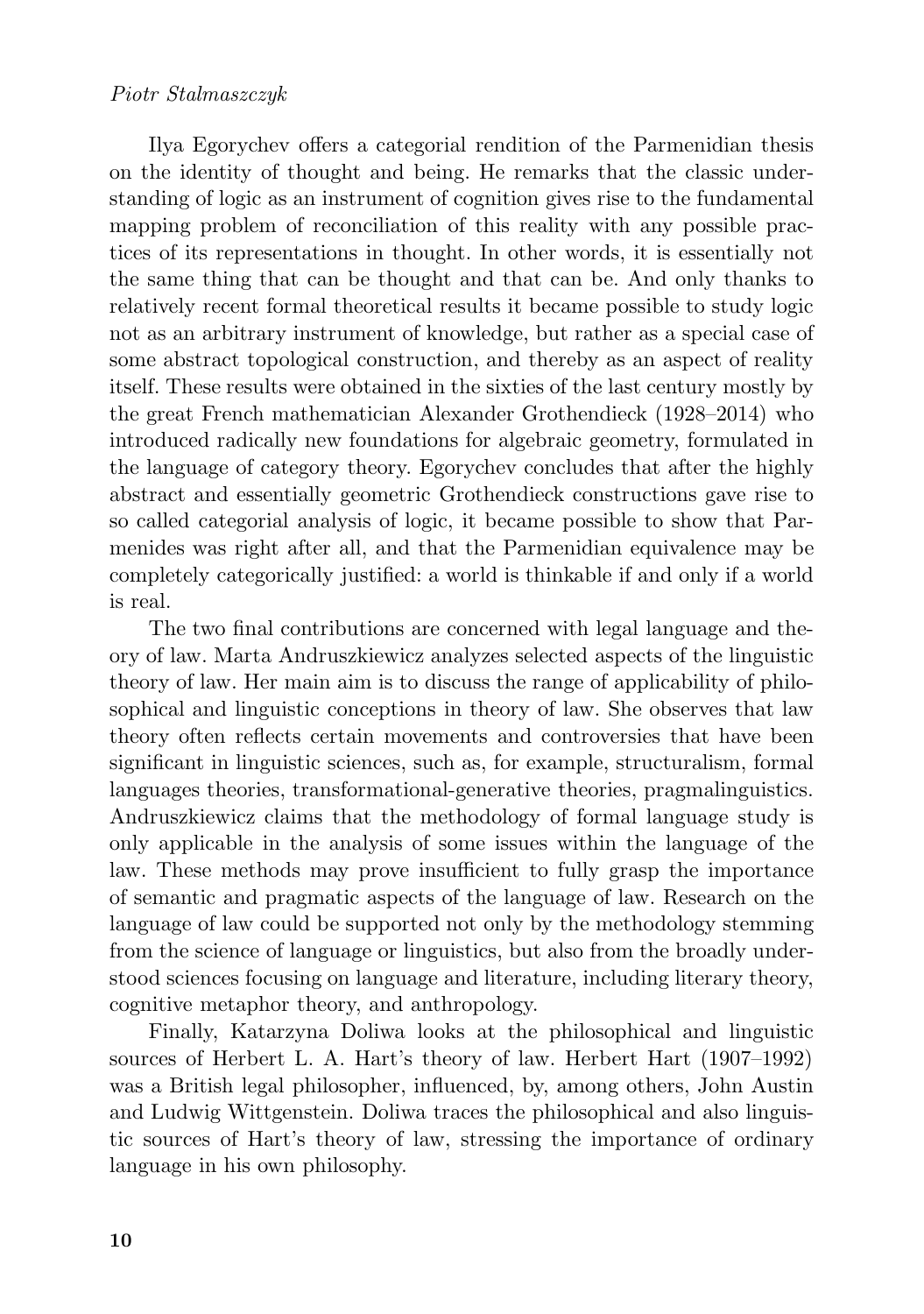Ilya Egorychev offers a categorial rendition of the Parmenidian thesis on the identity of thought and being. He remarks that the classic understanding of logic as an instrument of cognition gives rise to the fundamental mapping problem of reconciliation of this reality with any possible practices of its representations in thought. In other words, it is essentially not the same thing that can be thought and that can be. And only thanks to relatively recent formal theoretical results it became possible to study logic not as an arbitrary instrument of knowledge, but rather as a special case of some abstract topological construction, and thereby as an aspect of reality itself. These results were obtained in the sixties of the last century mostly by the great French mathematician Alexander Grothendieck (1928–2014) who introduced radically new foundations for algebraic geometry, formulated in the language of category theory. Egorychev concludes that after the highly abstract and essentially geometric Grothendieck constructions gave rise to so called categorial analysis of logic, it became possible to show that Parmenides was right after all, and that the Parmenidian equivalence may be completely categorically justified: a world is thinkable if and only if a world is real.

The two final contributions are concerned with legal language and theory of law. Marta Andruszkiewicz analyzes selected aspects of the linguistic theory of law. Her main aim is to discuss the range of applicability of philosophical and linguistic conceptions in theory of law. She observes that law theory often reflects certain movements and controversies that have been significant in linguistic sciences, such as, for example, structuralism, formal languages theories, transformational-generative theories, pragmalinguistics. Andruszkiewicz claims that the methodology of formal language study is only applicable in the analysis of some issues within the language of the law. These methods may prove insufficient to fully grasp the importance of semantic and pragmatic aspects of the language of law. Research on the language of law could be supported not only by the methodology stemming from the science of language or linguistics, but also from the broadly understood sciences focusing on language and literature, including literary theory, cognitive metaphor theory, and anthropology.

Finally, Katarzyna Doliwa looks at the philosophical and linguistic sources of Herbert L. A. Hart's theory of law. Herbert Hart (1907–1992) was a British legal philosopher, influenced, by, among others, John Austin and Ludwig Wittgenstein. Doliwa traces the philosophical and also linguistic sources of Hart's theory of law, stressing the importance of ordinary language in his own philosophy.